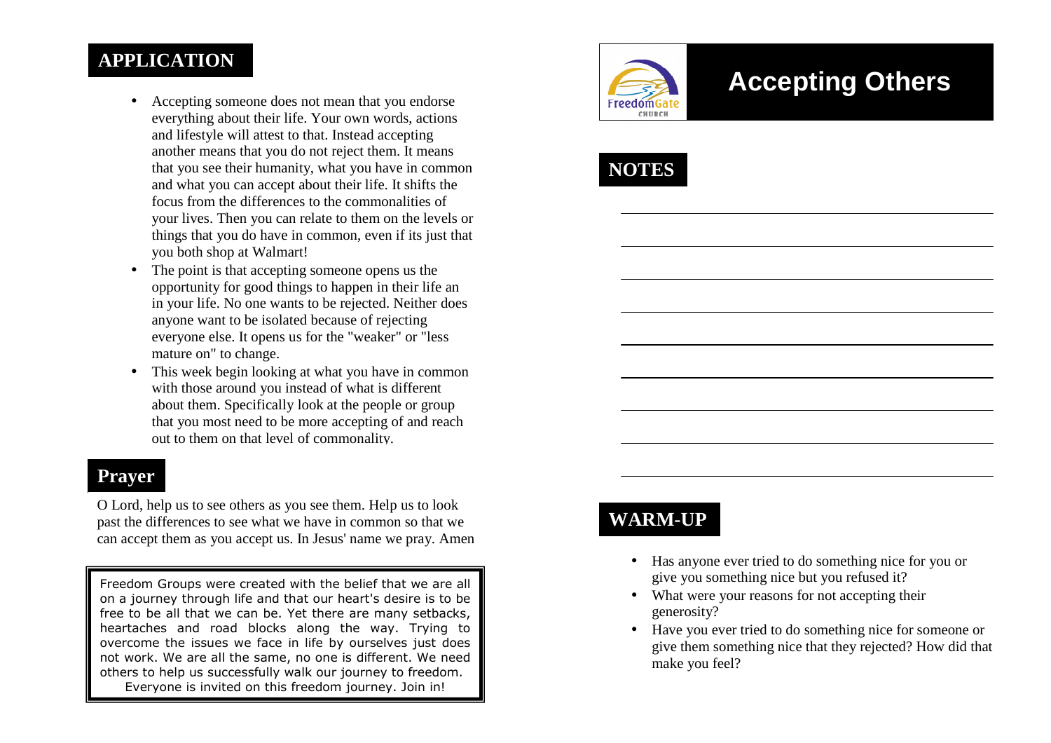# Accepting Others

## NOTES

## WARM-UP

- Has anyone ever tried to do something nice for you or give you something nice but you refused it?
- What were your reasons for not accepting their generosity?
- Have you ever tried to do something nice for someone or give them something nice that they rejected? How did that make you feel?

## APPLICATION

- Accepting someone does not mean that you endorse everything about their life. Your own words, actions and lifestyle will attest to that. Instead accepting another means that you do not reject them. It means that you see their humanity, what you have in common and what you can accept about their life. It shifts the focus from the differences to the commonalities of your lives. Then you can relate to them on the levels or things that you do have in common, even if its just that you both shop at Walmart!
- The point is that accepting someone opens us the opportunity for good things to happen in their life an in your life. No one wants to be rejected. Neither does anyone want to be isolated because of rejecting everyone else. It opens us for the "weaker" or "less mature on" to change.
- This week begin looking at what you have in common with those around you instead of what is different about them. Specifically look at the people or group that you most need to be more accepting of and reach out to them on that level of commonality.

## Prayer

O Lord, help us to see others as you see them. Help us to look past the differences to see what we have in common so that we can accept them as you accept us. In Jesus' name we pray. Amen

Freedom Groups were created with the belief that we are all on a journey through life and that our heart's desire is to be free to be all that we can be. Yet there are many setbacks, heartaches and road blocks along the way. Trying to overcome the issues we face in life by ourselves just does not work. We are all the same, no one is different. We need others to help us successfully walk our journey to freedom. Everyone is invited on this freedom journey. Join in!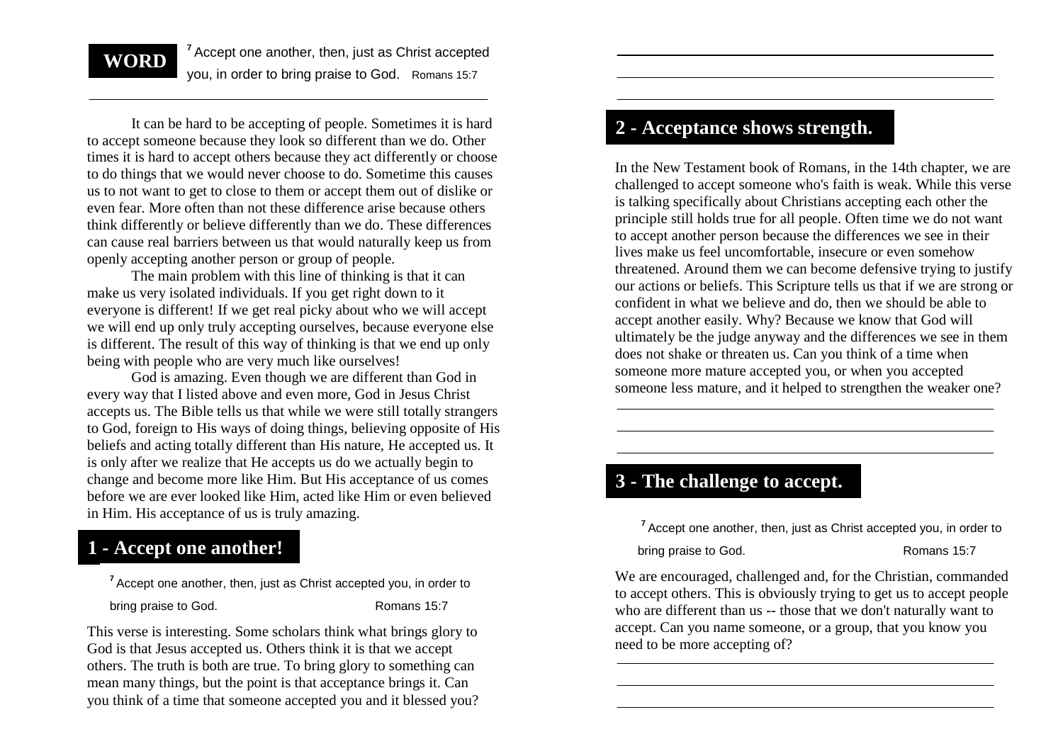**WORD**

[7] Accept one another, then, just as Christ accepted you, in order to bring praise to God. Romans 15:7

It can be hard to be accepting of people. Sometimes it is hard to accept someone because they look so different than we do. Other times it is hard to accept others because they act differently or choose to do things that we would never choose to do. Sometime this causes us to not want to get to close to them or accept them out of dislike or even fear. More often than not these difference arise because others think differently or believe differently than we do. These differences can cause real barriers between us that would naturally keep us from openly accepting another person or group of people.

The main problem with this line of thinking is that it can make us very isolated individuals. If you get right down to it everyone is different! If we get real picky about who we will accept we will end up only truly accepting ourselves, because everyone else is different. The result of this way of thinking is that we end up only being with people who are very much like ourselves!

God is amazing. Even though we are different than God in every way that I listed above and even more, God in Jesus Christ accepts us. The Bible tells us that while we were still totally strangers to God, foreign to His ways of doing things, believing opposite of His beliefs and acting totally different than His nature, He accepted us. It is only after we realize that He accepts us do we actually begin to change and become more like Him. But His acceptance of us comes before we are ever looked like Him, acted like Him or even believed in Him. His acceptance of us is truly amazing.

## 1 - Accept one another!

[7] Accept one another, then, just as Christ accepted you, in order to bring praise to God. Romans 15:7

This verse is interesting. Some scholars think what brings glory to God is that Jesus accepted us. Others think it is that we accept others. The truth is both are true. To bring glory to something can mean many things, but the point is that acceptance brings it. Can you think of a time that someone accepted you and it blessed you?

## 2 - Acceptance shows strength.

In the New Testament book of Romans, in the 14th chapter, we are challenged to accept someone who's faith is weak. While this verse is talking specifically about Christians accepting each other the principle still holds true for all people. Often time we do not want to accept another person because the differences we see in their lives make us feel uncomfortable, insecure or even somehow threatened. Around them we can become defensive trying to justify our actions or beliefs. This Scripture tells us that if we are strong or confident in what we believe and do, then we should be able to accept another easily. Why? Because we know that God will ultimately be the judge anyway and the differences we see in them does not shake or threaten us. Can you think of a time when someone more mature accepted you, or when you accepted someone less mature, and it helped to strengthen the weaker one?

## 3 - The challenge to accept.

[7] Accept one another, then, just as Christ accepted you, in order to bring praise to God. Romans 15:7

We are encouraged, challenged and, for the Christian, commanded to accept others. This is obviously trying to get us to accept people who are different than us -- those that we don't naturally want to accept. Can you name someone, or a group, that you know you need to be more accepting of?